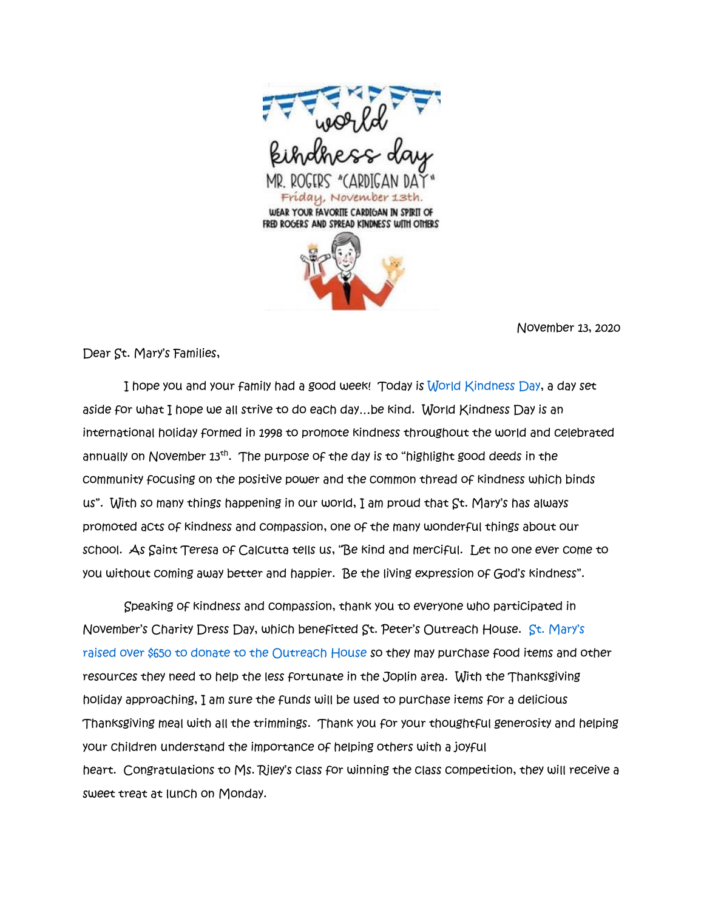world kindness day

MR. ROGERS "CARDIGAN DAY"

Friday, November 13th.

WEAR YOUR FAVORITE CARDIGAN IN SPIRIT OF FRED ROGERS AND SPREAD KINDNESS WITH OTHERS

November 13, 2020

Dear St. Mary's Families,

I hope you and your family had a good week! Today is World Kindness Day, a day set aside for what I hope we all strive to do each day…be kind. World Kindness Day is an international holiday formed in 1998 to promote kindness throughout the world and celebrated annually on November 13th. The purpose of the day is to "highlight good deeds in the community focusing on the positive power and the common thread of kindness which binds us". With so many things happening in our world, I am proud that St. Mary's has always promoted acts of kindness and compassion, one of the many wonderful things about our school. As Saint Teresa of Calcutta tells us, "Be kind and merciful. Let no one ever come to you without coming away better and happier. Be the living expression of God's kindness".

Speaking of kindness and compassion, thank you to everyone who participated in November's Charity Dress Day, which benefitted St. Peter's Outreach House. St. Mary's raised over $650 to donate to the Outreach House so they may purchase food items and other resources they need to help the less fortunate in the Joplin area. With the Thanksgiving holiday approaching, I am sure the funds will be used to purchase items for a delicious Thanksgiving meal with all the trimmings. Thank you for your thoughtful generosity and helping your children understand the importance of helping others with a joyful heart. Congratulations to Ms. Riley's class for winning the class competition, they will receive a sweet treat at lunch on Monday.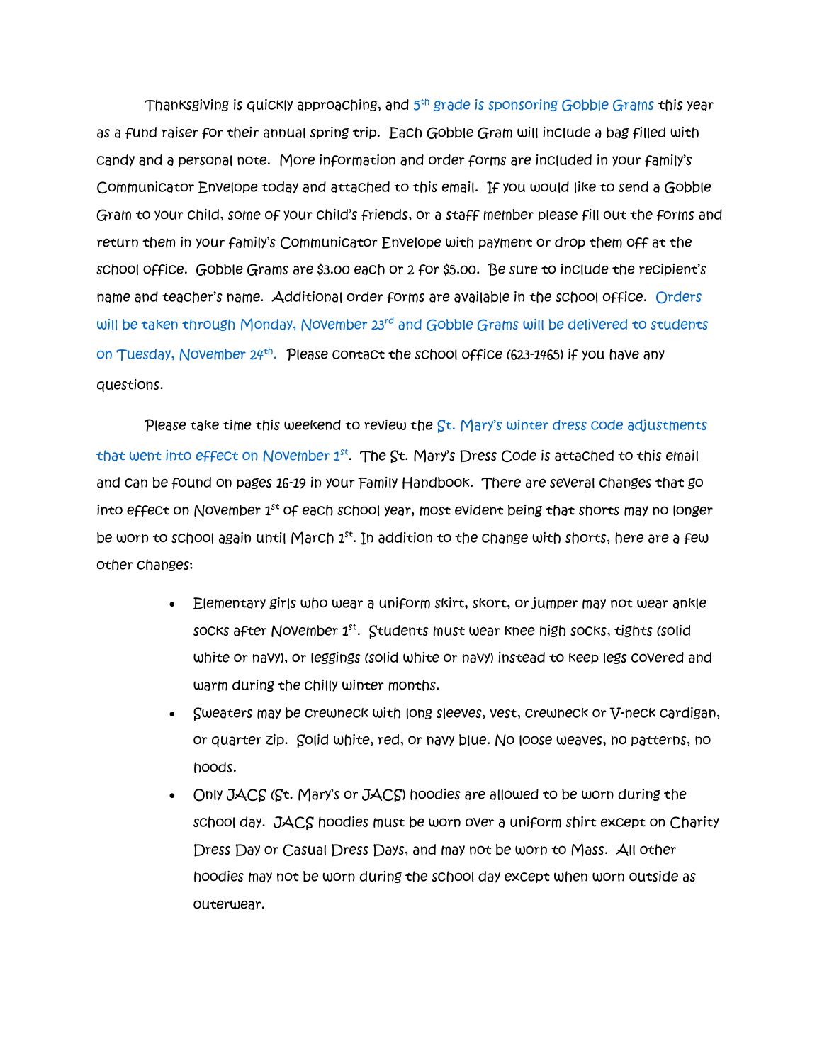Thanksgiving is quickly approaching, and 5th grade is sponsoring Gobble Grams this year as a fund raiser for their annual spring trip. Each Gobble Gram will include a bag filled with candy and a personal note. More information and order forms are included in your family's Communicator Envelope today and attached to this email. If you would like to send a Gobble Gram to your child, some of your child's friends, or a staff member please fill out the forms and return them in your family's Communicator Envelope with payment or drop them off at the school office. Gobble Grams are $3.00 each or 2 for $5.00. Be sure to include the recipient's name and teacher's name. Additional order forms are available in the school office. Orders will be taken through Monday, November 23rd and Gobble Grams will be delivered to students on Tuesday, November 24th. Please contact the school office (623-1465) if you have any questions.

Please take time this weekend to review the St. Mary's winter dress code adjustments that went into effect on November 1st. The St. Mary's Dress Code is attached to this email and can be found on pages 16-19 in your Family Handbook. There are several changes that go into effect on November 1st of each school year, most evident being that shorts may no longer be worn to school again until March 1st. In addition to the change with shorts, here are a few other changes:

- Elementary girls who wear a uniform skirt, skort, or jumper may not wear ankle socks after November 1st. Students must wear knee high socks, tights (solid white or navy), or leggings (solid white or navy) instead to keep legs covered and warm during the chilly winter months.
- Sweaters may be crewneck with long sleeves, vest, crewneck or V-neck cardigan, or quarter zip. Solid white, red, or navy blue. No loose weaves, no patterns, no hoods.
- Only JACS (St. Mary's or JACS) hoodies are allowed to be worn during the school day. JACS hoodies must be worn over a uniform shirt except on Charity Dress Day or Casual Dress Days, and may not be worn to Mass. All other hoodies may not be worn during the school day except when worn outside as outerwear.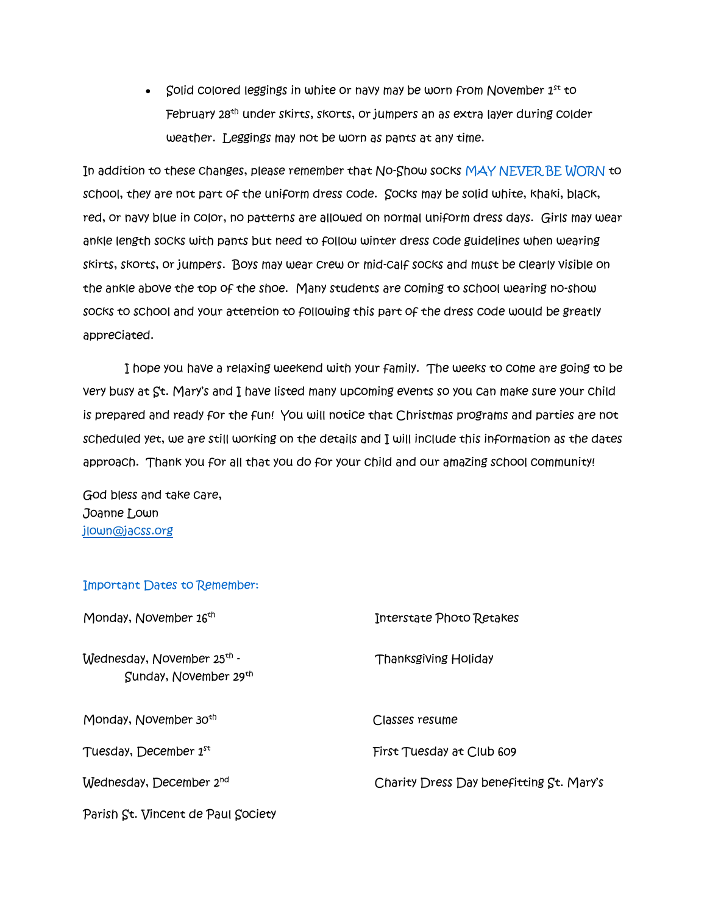- Solid colored leggings in white or navy may be worn from November 1st to February 28th under skirts, skorts, or jumpers an as extra layer during colder weather. Leggings may not be worn as pants at any time.

In addition to these changes, please remember that No-Show socks MAY NEVER BE WORN to school, they are not part of the uniform dress code. Socks may be solid white, khaki, black, red, or navy blue in color, no patterns are allowed on normal uniform dress days. Girls may wear ankle length socks with pants but need to follow winter dress code guidelines when wearing skirts, skorts, or jumpers. Boys may wear crew or mid-calf socks and must be clearly visible on the ankle above the top of the shoe. Many students are coming to school wearing no-show socks to school and your attention to following this part of the dress code would be greatly appreciated.

I hope you have a relaxing weekend with your family. The weeks to come are going to be very busy at St. Mary's and I have listed many upcoming events so you can make sure your child is prepared and ready for the fun! You will notice that Christmas programs and parties are not scheduled yet, we are still working on the details and I will include this information as the dates approach. Thank you for all that you do for your child and our amazing school community!

God bless and take care,
Joanne Lown
jlown@jacss.org

Important Dates to Remember:

| | |
|---|---|
| Monday, November 16th | Interstate Photo Retakes |
| Wednesday, November 25th - Sunday, November 29th | Thanksgiving Holiday |
| Monday, November 30th | Classes resume |
| Tuesday, December 1st | First Tuesday at Club 609 |
| Wednesday, December 2nd | Charity Dress Day benefitting St. Mary's Parish St. Vincent de Paul Society |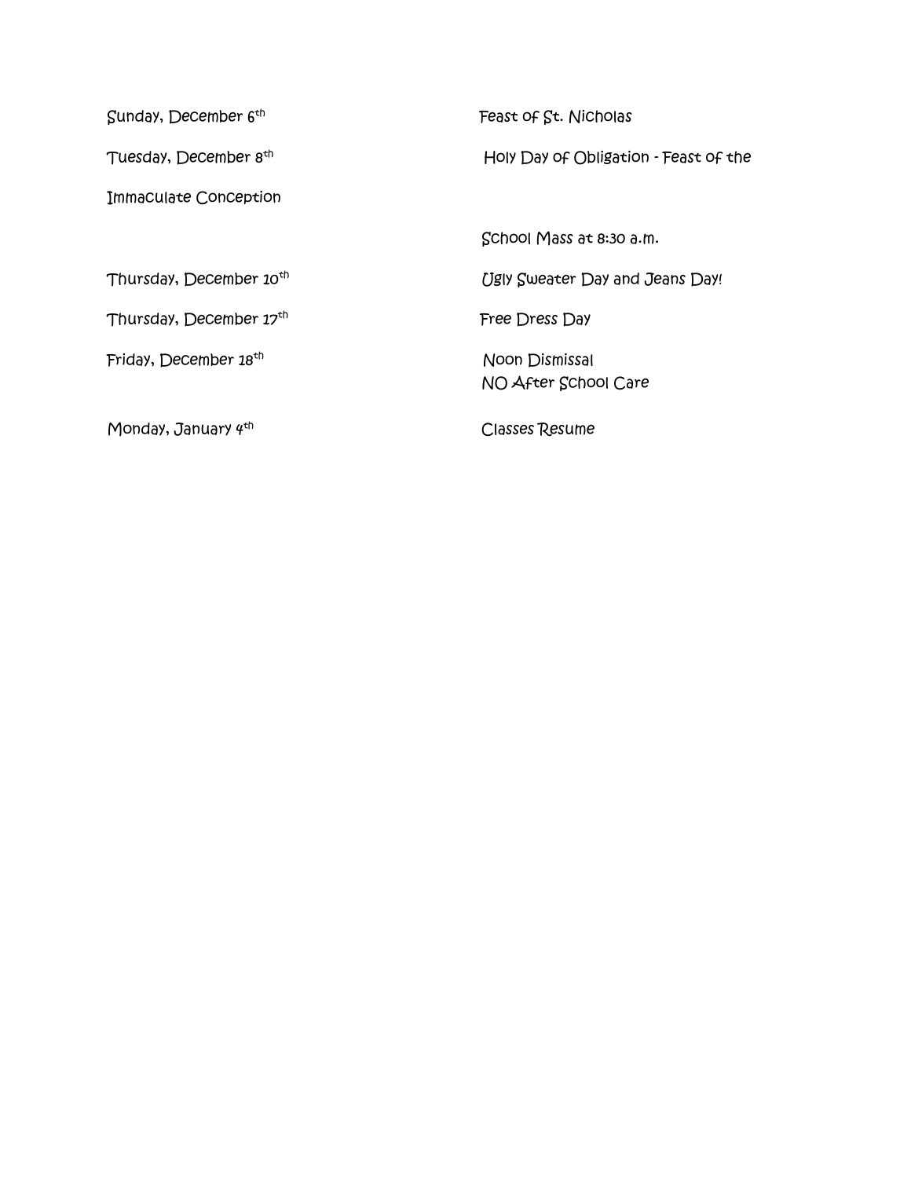| | |
|---|---|
| Sunday, December 6th | Feast of St. Nicholas |
| Tuesday, December 8th | Holy Day of Obligation - Feast of the |
| Immaculate Conception | |
| | School Mass at 8:30 a.m. |
| Thursday, December 10th | Ugly Sweater Day and Jeans Day! |
| Thursday, December 17th | Free Dress Day |
| Friday, December 18th | Noon Dismissal<br>NO After School Care |
| Monday, January 4th | Classes Resume |